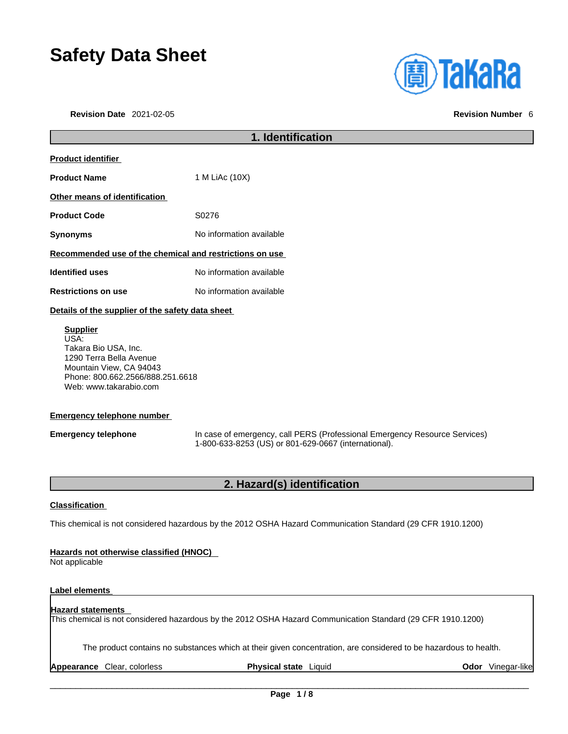# Safety Data Sheet

**Revision Date** 2021-02-05 **Revision Number** 6

## 1. Identification

**Product identifier**

**Product Name** 1 M LiAc (10X)

**Other means of identification**

**Product Code** S0276

**Synonyms** No information available

**Recommended use of the chemical and restrictions on use**

**Identified uses** No information available

**Restrictions on use** No information available

**Details of the supplier of the safety data sheet**

**Supplier**
USA:
Takara Bio USA, Inc.
1290 Terra Bella Avenue
Mountain View, CA 94043
Phone: 800.662.2566/888.251.6618
Web: www.takarabio.com

**Emergency telephone number**

**Emergency telephone** In case of emergency, call PERS (Professional Emergency Resource Services) 1-800-633-8253 (US) or 801-629-0667 (international).

## 2. Hazard(s) identification

**Classification**

This chemical is not considered hazardous by the 2012 OSHA Hazard Communication Standard (29 CFR 1910.1200)

**Hazards not otherwise classified (HNOC)**
Not applicable

**Label elements**

**Hazard statements**
This chemical is not considered hazardous by the 2012 OSHA Hazard Communication Standard (29 CFR 1910.1200)

The product contains no substances which at their given concentration, are considered to be hazardous to health.

**Appearance** Clear, colorless **Physical state** Liquid **Odor** Vinegar-like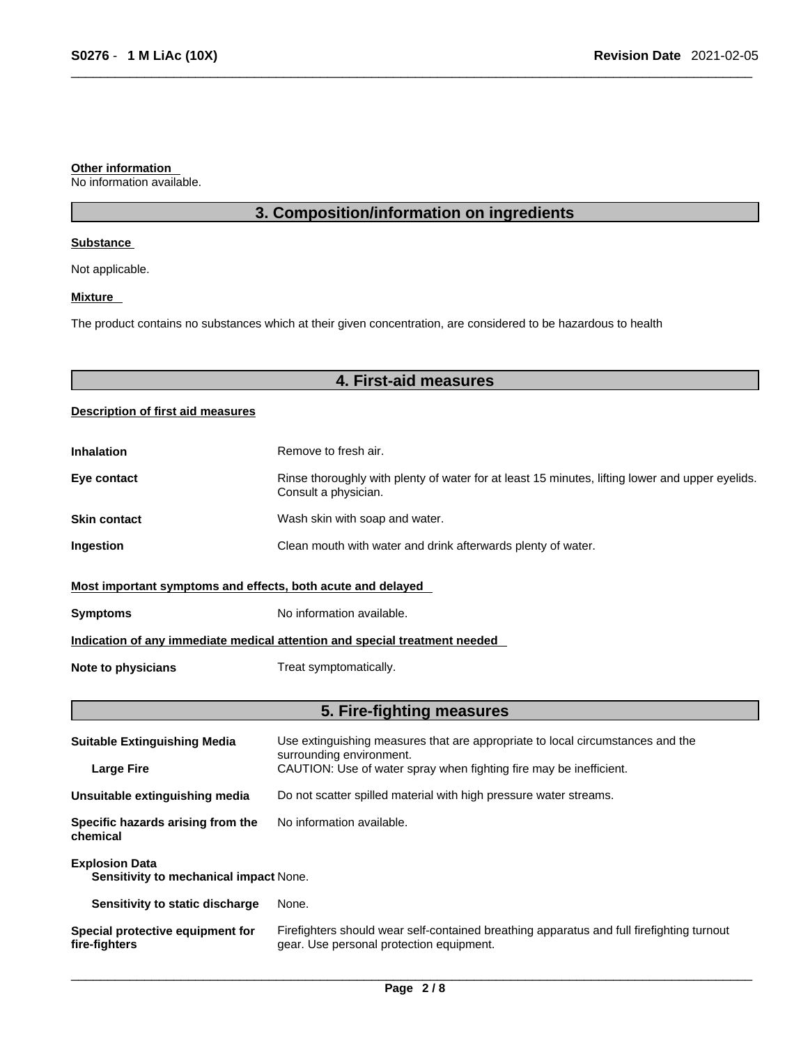**Other information**
No information available.

## 3. Composition/information on ingredients

**Substance**

Not applicable.

**Mixture**

The product contains no substances which at their given concentration, are considered to be hazardous to health

## 4. First-aid measures

**Description of first aid measures**

| | |
|---|---|
| **Inhalation** | Remove to fresh air. |
| **Eye contact** | Rinse thoroughly with plenty of water for at least 15 minutes, lifting lower and upper eyelids. Consult a physician. |
| **Skin contact** | Wash skin with soap and water. |
| **Ingestion** | Clean mouth with water and drink afterwards plenty of water. |

**Most important symptoms and effects, both acute and delayed**

| | |
|---|---|
| **Symptoms** | No information available. |

**Indication of any immediate medical attention and special treatment needed**

| | |
|---|---|
| **Note to physicians** | Treat symptomatically. |

## 5. Fire-fighting measures

| | |
|---|---|
| **Suitable Extinguishing Media** | Use extinguishing measures that are appropriate to local circumstances and the surrounding environment. |
| **Large Fire** | CAUTION: Use of water spray when fighting fire may be inefficient. |
| **Unsuitable extinguishing media** | Do not scatter spilled material with high pressure water streams. |
| **Specific hazards arising from the chemical** | No information available. |
| **Explosion Data** | |
| **Sensitivity to mechanical impact** | None. |
| **Sensitivity to static discharge** | None. |
| **Special protective equipment for fire-fighters** | Firefighters should wear self-contained breathing apparatus and full firefighting turnout gear. Use personal protection equipment. |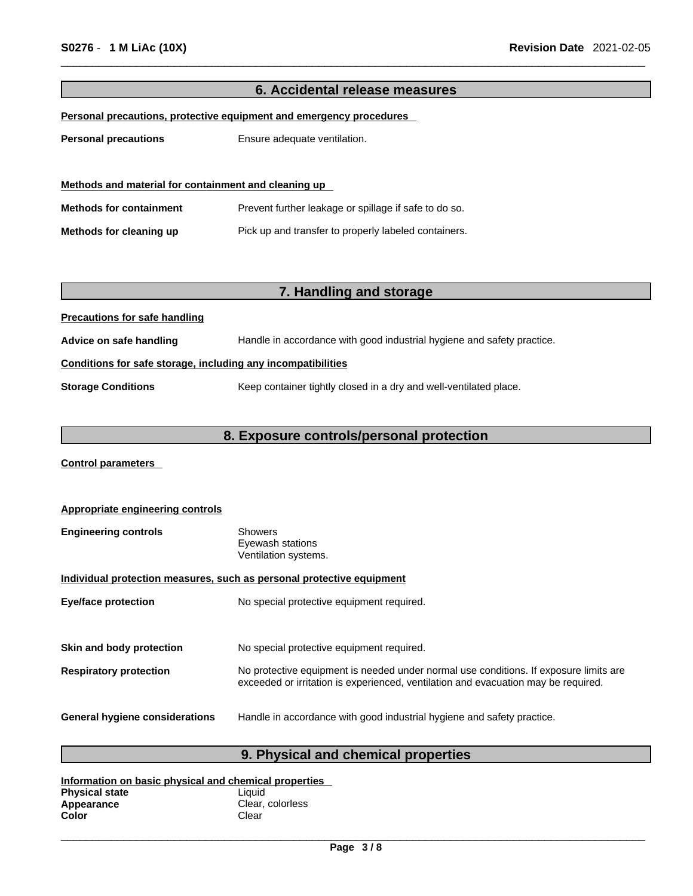## 6. Accidental release measures

**Personal precautions, protective equipment and emergency procedures**

| | |
|---|---|
| **Personal precautions** | Ensure adequate ventilation. |

**Methods and material for containment and cleaning up**

| | |
|---|---|
| **Methods for containment** | Prevent further leakage or spillage if safe to do so. |
| **Methods for cleaning up** | Pick up and transfer to properly labeled containers. |

## 7. Handling and storage

**Precautions for safe handling**

| | |
|---|---|
| **Advice on safe handling** | Handle in accordance with good industrial hygiene and safety practice. |

**Conditions for safe storage, including any incompatibilities**

| | |
|---|---|
| **Storage Conditions** | Keep container tightly closed in a dry and well-ventilated place. |

## 8. Exposure controls/personal protection

**Control parameters**

**Appropriate engineering controls**

| | |
|---|---|
| **Engineering controls** | Showers<br>Eyewash stations<br>Ventilation systems. |

**Individual protection measures, such as personal protective equipment**

| | |
|---|---|
| **Eye/face protection** | No special protective equipment required. |
| **Skin and body protection** | No special protective equipment required. |
| **Respiratory protection** | No protective equipment is needed under normal use conditions. If exposure limits are exceeded or irritation is experienced, ventilation and evacuation may be required. |
| **General hygiene considerations** | Handle in accordance with good industrial hygiene and safety practice. |

## 9. Physical and chemical properties

**Information on basic physical and chemical properties**

| | |
|---|---|
| **Physical state** | Liquid |
| **Appearance** | Clear, colorless |
| **Color** | Clear |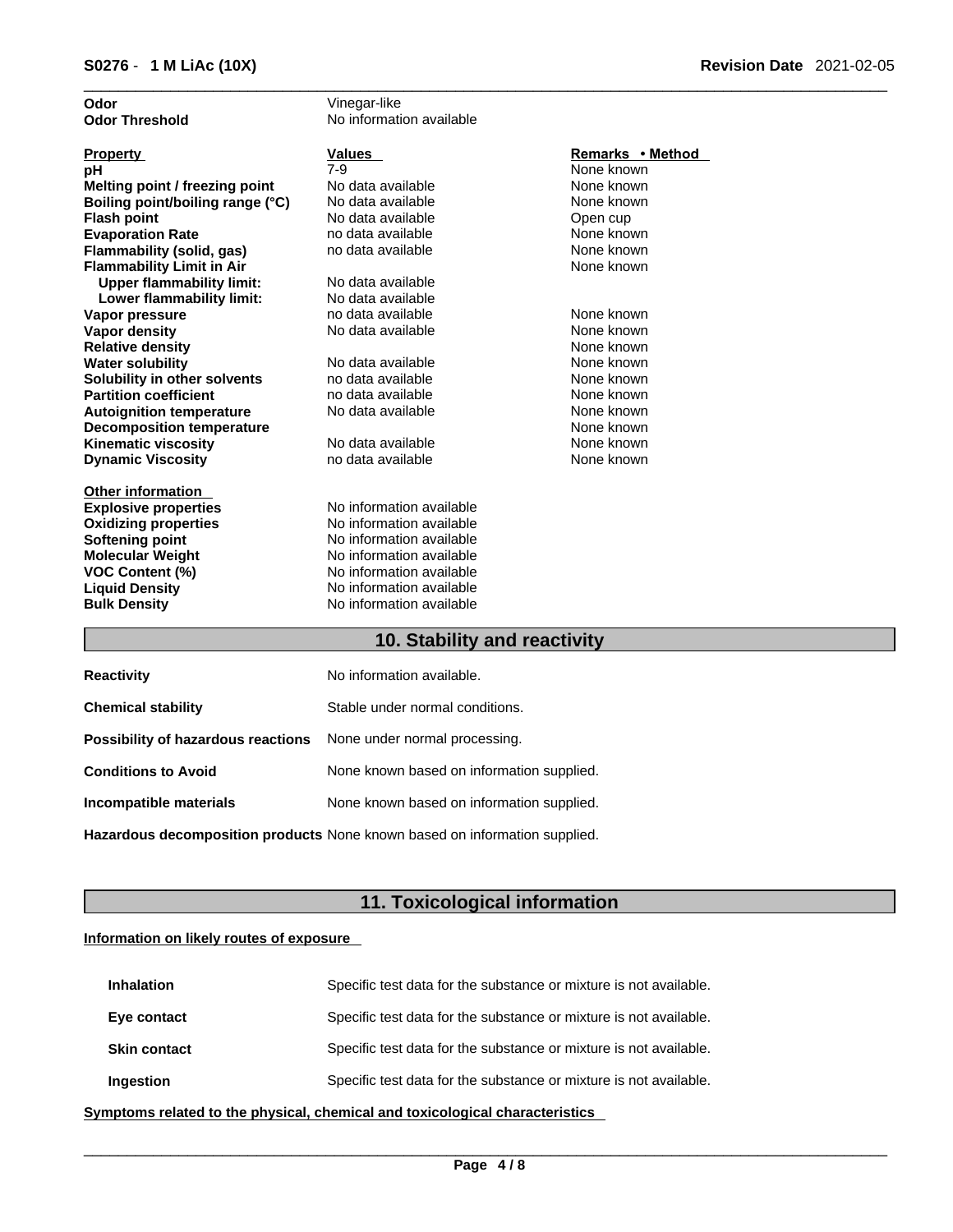| | |
|---|---|
| **Odor** | Vinegar-like |
| **Odor Threshold** | No information available |

| **Property** | **Values** | **Remarks • Method** |
|---|---|---|
| **pH** | 7-9 | None known |
| **Melting point / freezing point** | No data available | None known |
| **Boiling point/boiling range (°C)** | No data available | None known |
| **Flash point** | No data available | Open cup |
| **Evaporation Rate** | no data available | None known |
| **Flammability (solid, gas)** | no data available | None known |
| **Flammability Limit in Air** | | None known |
| **Upper flammability limit:** | No data available | |
| **Lower flammability limit:** | No data available | |
| **Vapor pressure** | no data available | None known |
| **Vapor density** | No data available | None known |
| **Relative density** | | None known |
| **Water solubility** | No data available | None known |
| **Solubility in other solvents** | no data available | None known |
| **Partition coefficient** | no data available | None known |
| **Autoignition temperature** | No data available | None known |
| **Decomposition temperature** | | None known |
| **Kinematic viscosity** | No data available | None known |
| **Dynamic Viscosity** | no data available | None known |

**Other information**

| | |
|---|---|
| **Explosive properties** | No information available |
| **Oxidizing properties** | No information available |
| **Softening point** | No information available |
| **Molecular Weight** | No information available |
| **VOC Content (%)** | No information available |
| **Liquid Density** | No information available |
| **Bulk Density** | No information available |

## 10. Stability and reactivity

| | |
|---|---|
| **Reactivity** | No information available. |
| **Chemical stability** | Stable under normal conditions. |
| **Possibility of hazardous reactions** | None under normal processing. |
| **Conditions to Avoid** | None known based on information supplied. |
| **Incompatible materials** | None known based on information supplied. |
| **Hazardous decomposition products** | None known based on information supplied. |

## 11. Toxicological information

**Information on likely routes of exposure**

| | |
|---|---|
| **Inhalation** | Specific test data for the substance or mixture is not available. |
| **Eye contact** | Specific test data for the substance or mixture is not available. |
| **Skin contact** | Specific test data for the substance or mixture is not available. |
| **Ingestion** | Specific test data for the substance or mixture is not available. |

**Symptoms related to the physical, chemical and toxicological characteristics**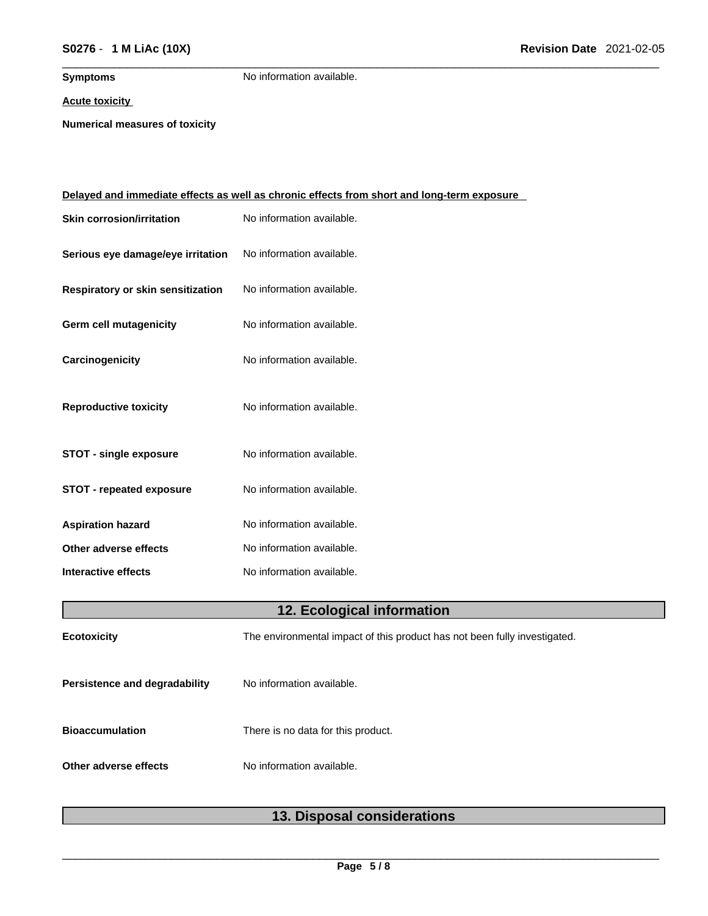**Symptoms** No information available.

**Acute toxicity**

**Numerical measures of toxicity**

**Delayed and immediate effects as well as chronic effects from short and long-term exposure**

| | |
|---|---|
| **Skin corrosion/irritation** | No information available. |
| **Serious eye damage/eye irritation** | No information available. |
| **Respiratory or skin sensitization** | No information available. |
| **Germ cell mutagenicity** | No information available. |
| **Carcinogenicity** | No information available. |
| **Reproductive toxicity** | No information available. |
| **STOT - single exposure** | No information available. |
| **STOT - repeated exposure** | No information available. |
| **Aspiration hazard** | No information available. |
| **Other adverse effects** | No information available. |
| **Interactive effects** | No information available. |

## 12. Ecological information

| | |
|---|---|
| **Ecotoxicity** | The environmental impact of this product has not been fully investigated. |
| **Persistence and degradability** | No information available. |
| **Bioaccumulation** | There is no data for this product. |
| **Other adverse effects** | No information available. |

## 13. Disposal considerations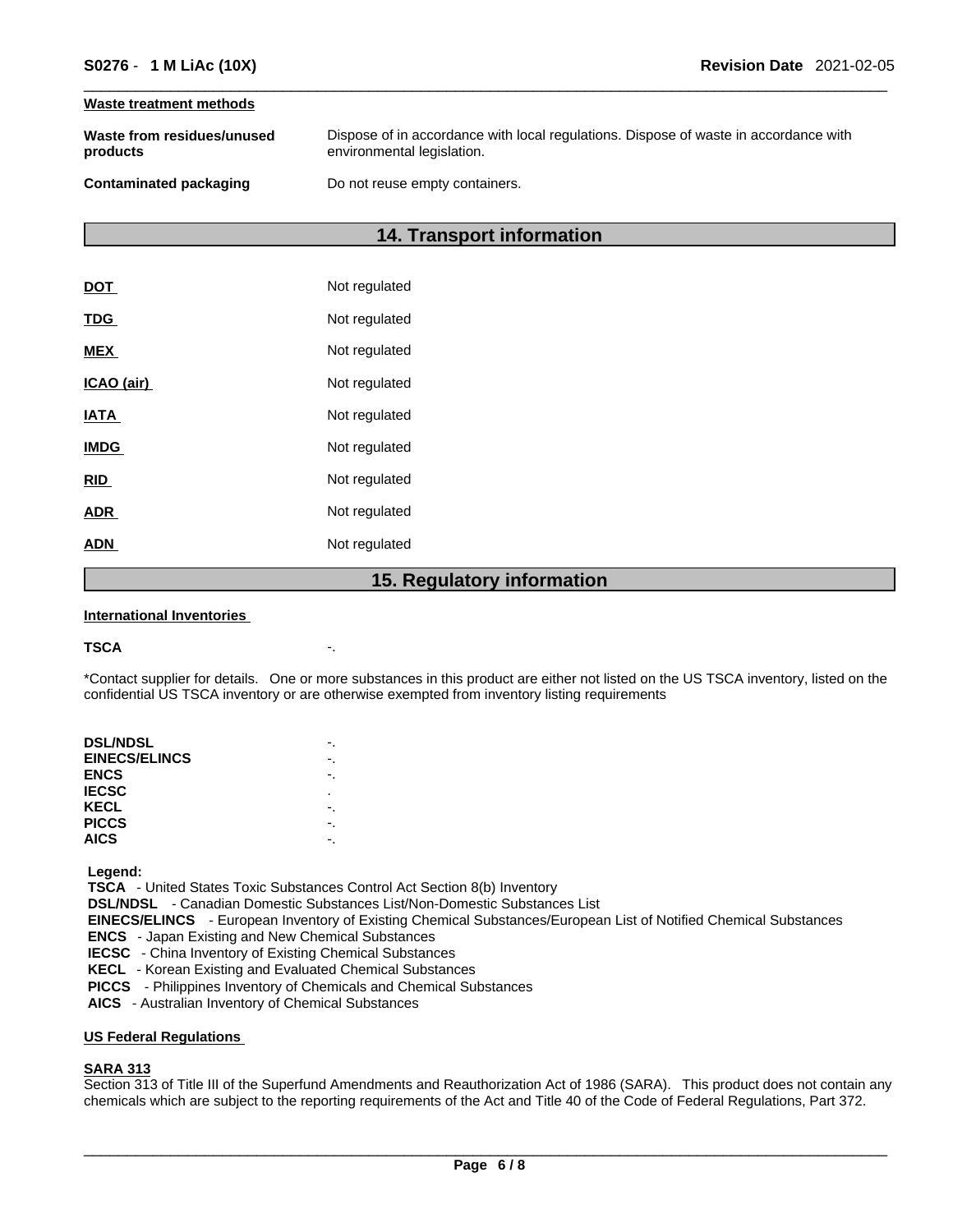**Waste treatment methods**

| | |
|---|---|
| **Waste from residues/unused products** | Dispose of in accordance with local regulations. Dispose of waste in accordance with environmental legislation. |
| **Contaminated packaging** | Do not reuse empty containers. |

## 14. Transport information

| | |
|---|---|
| **DOT** | Not regulated |
| **TDG** | Not regulated |
| **MEX** | Not regulated |
| **ICAO (air)** | Not regulated |
| **IATA** | Not regulated |
| **IMDG** | Not regulated |
| **RID** | Not regulated |
| **ADR** | Not regulated |
| **ADN** | Not regulated |

## 15. Regulatory information

**International Inventories**

**TSCA** -.

*Contact supplier for details. One or more substances in this product are either not listed on the US TSCA inventory, listed on the confidential US TSCA inventory or are otherwise exempted from inventory listing requirements

| | |
|---|---|
| **DSL/NDSL** | -. |
| **EINECS/ELINCS** | -. |
| **ENCS** | -. |
| **IECSC** | . |
| **KECL** | -. |
| **PICCS** | -. |
| **AICS** | -. |

**Legend:**
**TSCA** - United States Toxic Substances Control Act Section 8(b) Inventory
**DSL/NDSL** - Canadian Domestic Substances List/Non-Domestic Substances List
**EINECS/ELINCS** - European Inventory of Existing Chemical Substances/European List of Notified Chemical Substances
**ENCS** - Japan Existing and New Chemical Substances
**IECSC** - China Inventory of Existing Chemical Substances
**KECL** - Korean Existing and Evaluated Chemical Substances
**PICCS** - Philippines Inventory of Chemicals and Chemical Substances
**AICS** - Australian Inventory of Chemical Substances

**US Federal Regulations**

**SARA 313**
Section 313 of Title III of the Superfund Amendments and Reauthorization Act of 1986 (SARA). This product does not contain any chemicals which are subject to the reporting requirements of the Act and Title 40 of the Code of Federal Regulations, Part 372.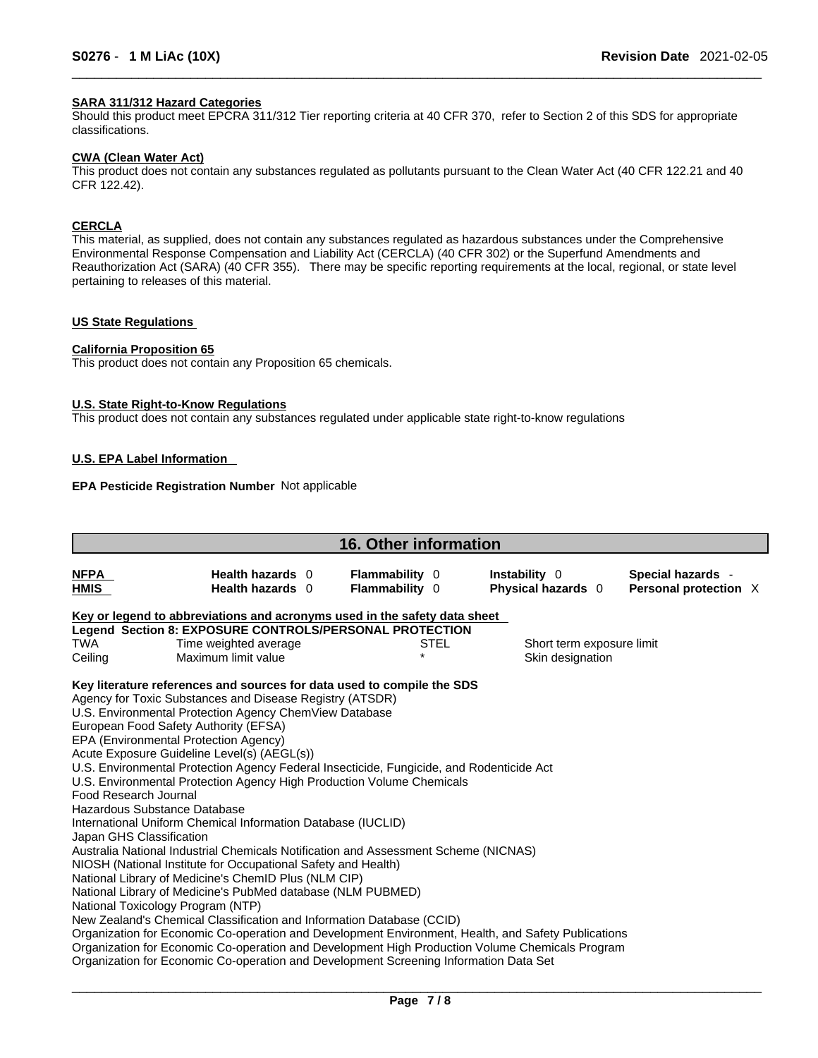**SARA 311/312 Hazard Categories**
Should this product meet EPCRA 311/312 Tier reporting criteria at 40 CFR 370, refer to Section 2 of this SDS for appropriate classifications.

**CWA (Clean Water Act)**
This product does not contain any substances regulated as pollutants pursuant to the Clean Water Act (40 CFR 122.21 and 40 CFR 122.42).

**CERCLA**
This material, as supplied, does not contain any substances regulated as hazardous substances under the Comprehensive Environmental Response Compensation and Liability Act (CERCLA) (40 CFR 302) or the Superfund Amendments and Reauthorization Act (SARA) (40 CFR 355). There may be specific reporting requirements at the local, regional, or state level pertaining to releases of this material.

**US State Regulations**

**California Proposition 65**
This product does not contain any Proposition 65 chemicals.

**U.S. State Right-to-Know Regulations**
This product does not contain any substances regulated under applicable state right-to-know regulations

**U.S. EPA Label Information**

**EPA Pesticide Registration Number** Not applicable

## 16. Other information

| | | | | |
|---|---|---|---|---|
| **NFPA** | **Health hazards** 0 | **Flammability** 0 | **Instability** 0 | **Special hazards** - |
| **HMIS** | **Health hazards** 0 | **Flammability** 0 | **Physical hazards** 0 | **Personal protection** X |

**Key or legend to abbreviations and acronyms used in the safety data sheet**

**Legend Section 8: EXPOSURE CONTROLS/PERSONAL PROTECTION**

| | | | |
|---|---|---|---|
| TWA | Time weighted average | STEL | Short term exposure limit |
| Ceiling | Maximum limit value | * | Skin designation |

**Key literature references and sources for data used to compile the SDS**
Agency for Toxic Substances and Disease Registry (ATSDR)
U.S. Environmental Protection Agency ChemView Database
European Food Safety Authority (EFSA)
EPA (Environmental Protection Agency)
Acute Exposure Guideline Level(s) (AEGL(s))
U.S. Environmental Protection Agency Federal Insecticide, Fungicide, and Rodenticide Act
U.S. Environmental Protection Agency High Production Volume Chemicals
Food Research Journal
Hazardous Substance Database
International Uniform Chemical Information Database (IUCLID)
Japan GHS Classification
Australia National Industrial Chemicals Notification and Assessment Scheme (NICNAS)
NIOSH (National Institute for Occupational Safety and Health)
National Library of Medicine's ChemID Plus (NLM CIP)
National Library of Medicine's PubMed database (NLM PUBMED)
National Toxicology Program (NTP)
New Zealand's Chemical Classification and Information Database (CCID)
Organization for Economic Co-operation and Development Environment, Health, and Safety Publications
Organization for Economic Co-operation and Development High Production Volume Chemicals Program
Organization for Economic Co-operation and Development Screening Information Data Set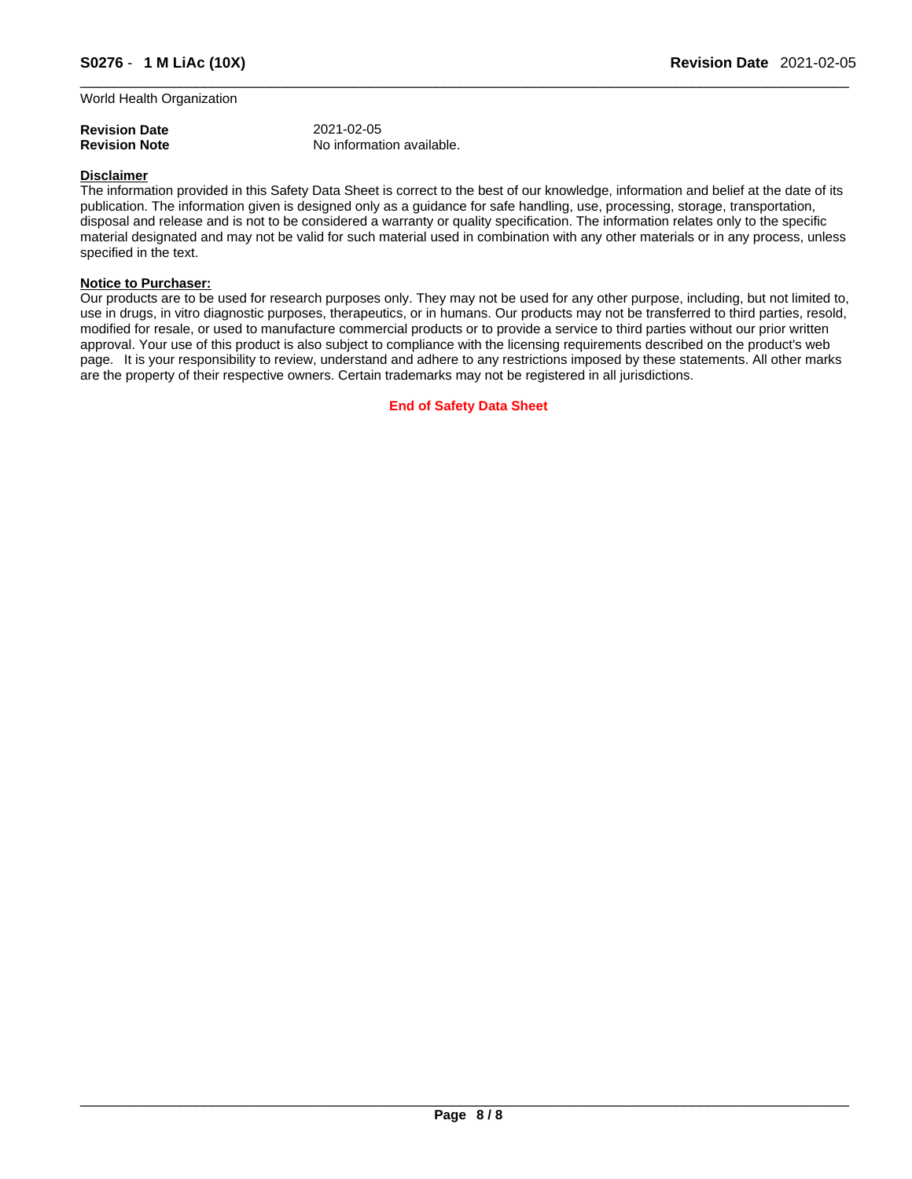World Health Organization

| | |
|---|---|
| **Revision Date** | 2021-02-05 |
| **Revision Note** | No information available. |

**Disclaimer**

The information provided in this Safety Data Sheet is correct to the best of our knowledge, information and belief at the date of its publication. The information given is designed only as a guidance for safe handling, use, processing, storage, transportation, disposal and release and is not to be considered a warranty or quality specification. The information relates only to the specific material designated and may not be valid for such material used in combination with any other materials or in any process, unless specified in the text.

**Notice to Purchaser:**

Our products are to be used for research purposes only. They may not be used for any other purpose, including, but not limited to, use in drugs, in vitro diagnostic purposes, therapeutics, or in humans. Our products may not be transferred to third parties, resold, modified for resale, or used to manufacture commercial products or to provide a service to third parties without our prior written approval. Your use of this product is also subject to compliance with the licensing requirements described on the product's web page. It is your responsibility to review, understand and adhere to any restrictions imposed by these statements. All other marks are the property of their respective owners. Certain trademarks may not be registered in all jurisdictions.

**End of Safety Data Sheet**